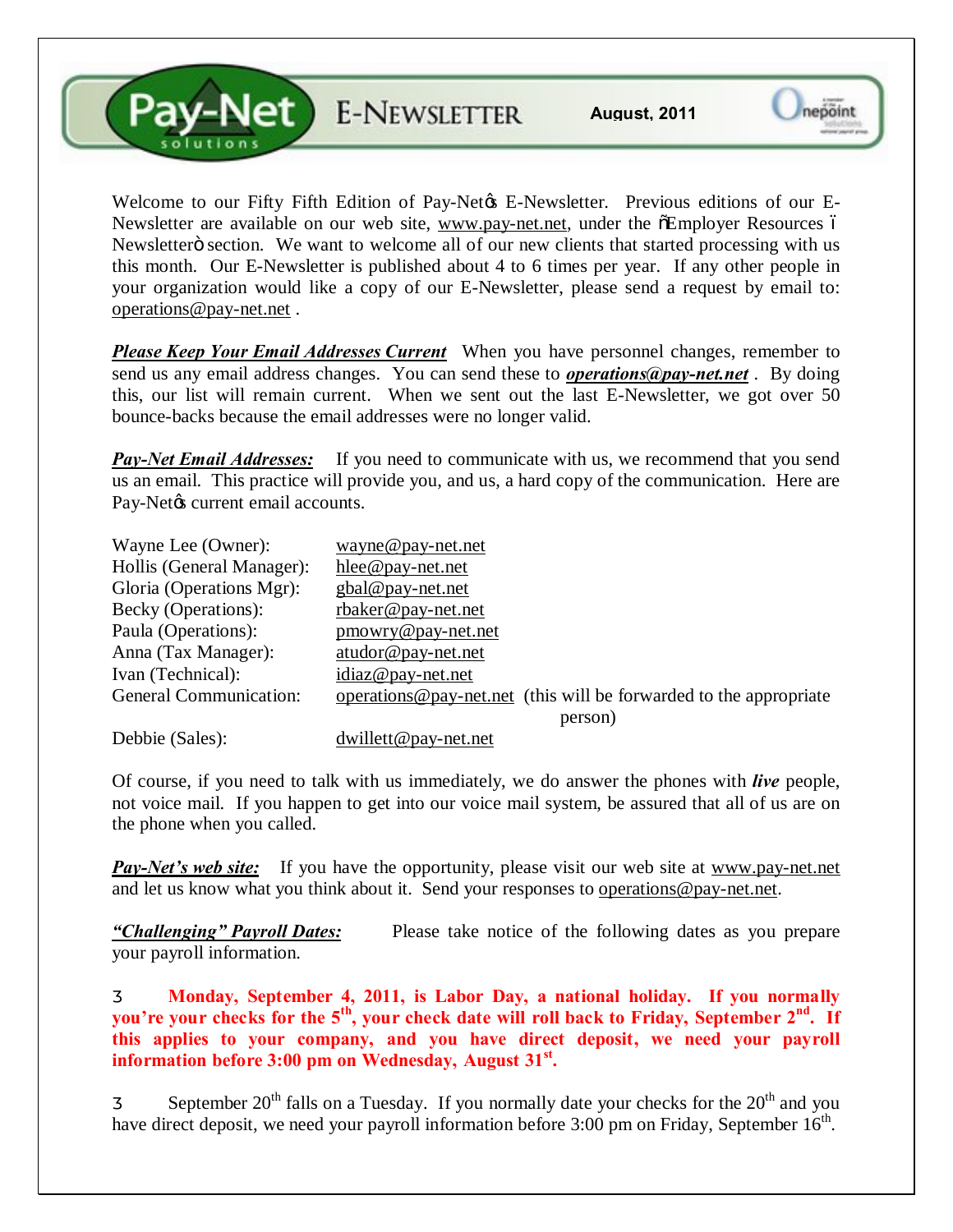# Pay-Net solutions E-NEWSLETTER

**August, 2011**

Welcome to our Fifty Fifth Edition of Pay-Net's E-Newsletter. Previous editions of our E-Newsletter are available on our web site, www.pay-net.net, under the "Employer Resources – Newsletter" section. We want to welcome all of our new clients that started processing with us this month. Our E-Newsletter is published about 4 to 6 times per year. If any other people in your organization would like a copy of our E-Newsletter, please send a request by email to: operations@pay-net.net .

***Please Keep Your Email Addresses Current*** When you have personnel changes, remember to send us any email address changes. You can send these to ***operations@pay-net.net*** . By doing this, our list will remain current. When we sent out the last E-Newsletter, we got over 50 bounce-backs because the email addresses were no longer valid.

***Pay-Net Email Addresses:*** If you need to communicate with us, we recommend that you send us an email. This practice will provide you, and us, a hard copy of the communication. Here are Pay-Net's current email accounts.

| | |
|---|---|
| Wayne Lee (Owner): | wayne@pay-net.net |
| Hollis (General Manager): | hlee@pay-net.net |
| Gloria (Operations Mgr): | gbal@pay-net.net |
| Becky (Operations): | rbaker@pay-net.net |
| Paula (Operations): | pmowry@pay-net.net |
| Anna (Tax Manager): | atudor@pay-net.net |
| Ivan (Technical): | idiaz@pay-net.net |
| General Communication: | operations@pay-net.net (this will be forwarded to the appropriate person) |
| Debbie (Sales): | dwillett@pay-net.net |

Of course, if you need to talk with us immediately, we do answer the phones with ***live*** people, not voice mail. If you happen to get into our voice mail system, be assured that all of us are on the phone when you called.

***Pay-Net's web site:*** If you have the opportunity, please visit our web site at www.pay-net.net and let us know what you think about it. Send your responses to operations@pay-net.net.

***"Challenging" Payroll Dates:*** Please take notice of the following dates as you prepare your payroll information.

- **Monday, September 4, 2011, is Labor Day, a national holiday. If you normally you're your checks for the 5th, your check date will roll back to Friday, September 2nd. If this applies to your company, and you have direct deposit, we need your payroll information before 3:00 pm on Wednesday, August 31st.**

- September 20th falls on a Tuesday. If you normally date your checks for the 20th and you have direct deposit, we need your payroll information before 3:00 pm on Friday, September 16th.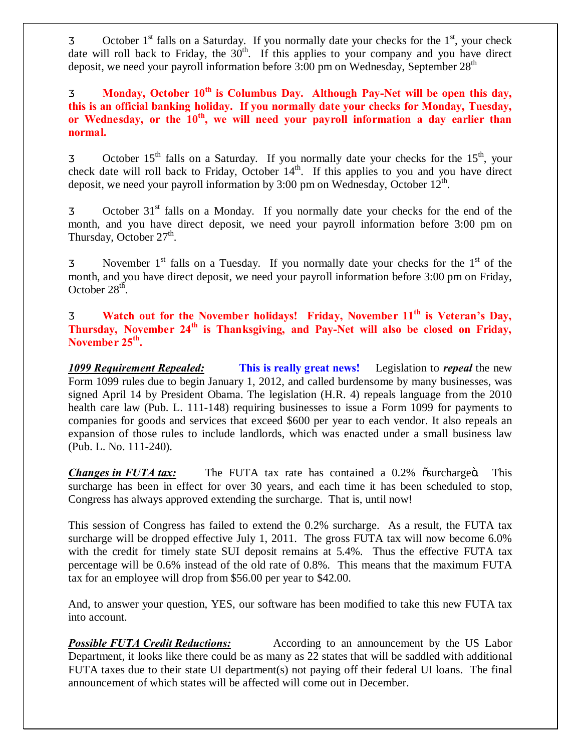- October 1st falls on a Saturday. If you normally date your checks for the 1st, your check date will roll back to Friday, the 30th. If this applies to your company and you have direct deposit, we need your payroll information before 3:00 pm on Wednesday, September 28th

- **Monday, October 10th is Columbus Day. Although Pay-Net will be open this day, this is an official banking holiday. If you normally date your checks for Monday, Tuesday, or Wednesday, or the 10th, we will need your payroll information a day earlier than normal.**

- October 15th falls on a Saturday. If you normally date your checks for the 15th, your check date will roll back to Friday, October 14th. If this applies to you and you have direct deposit, we need your payroll information by 3:00 pm on Wednesday, October 12th.

- October 31st falls on a Monday. If you normally date your checks for the end of the month, and you have direct deposit, we need your payroll information before 3:00 pm on Thursday, October 27th.

- November 1st falls on a Tuesday. If you normally date your checks for the 1st of the month, and you have direct deposit, we need your payroll information before 3:00 pm on Friday, October 28th.

- **Watch out for the November holidays! Friday, November 11th is Veteran's Day, Thursday, November 24th is Thanksgiving, and Pay-Net will also be closed on Friday, November 25th.**

***1099 Requirement Repealed:*** **This is really great news!** Legislation to ***repeal*** the new Form 1099 rules due to begin January 1, 2012, and called burdensome by many businesses, was signed April 14 by President Obama. The legislation (H.R. 4) repeals language from the 2010 health care law (Pub. L. 111-148) requiring businesses to issue a Form 1099 for payments to companies for goods and services that exceed $600 per year to each vendor. It also repeals an expansion of those rules to include landlords, which was enacted under a small business law (Pub. L. No. 111-240).

***Changes in FUTA tax:*** The FUTA tax rate has contained a 0.2% "surcharge". This surcharge has been in effect for over 30 years, and each time it has been scheduled to stop, Congress has always approved extending the surcharge. That is, until now!

This session of Congress has failed to extend the 0.2% surcharge. As a result, the FUTA tax surcharge will be dropped effective July 1, 2011. The gross FUTA tax will now become 6.0% with the credit for timely state SUI deposit remains at 5.4%. Thus the effective FUTA tax percentage will be 0.6% instead of the old rate of 0.8%. This means that the maximum FUTA tax for an employee will drop from $56.00 per year to $42.00.

And, to answer your question, YES, our software has been modified to take this new FUTA tax into account.

***Possible FUTA Credit Reductions:*** According to an announcement by the US Labor Department, it looks like there could be as many as 22 states that will be saddled with additional FUTA taxes due to their state UI department(s) not paying off their federal UI loans. The final announcement of which states will be affected will come out in December.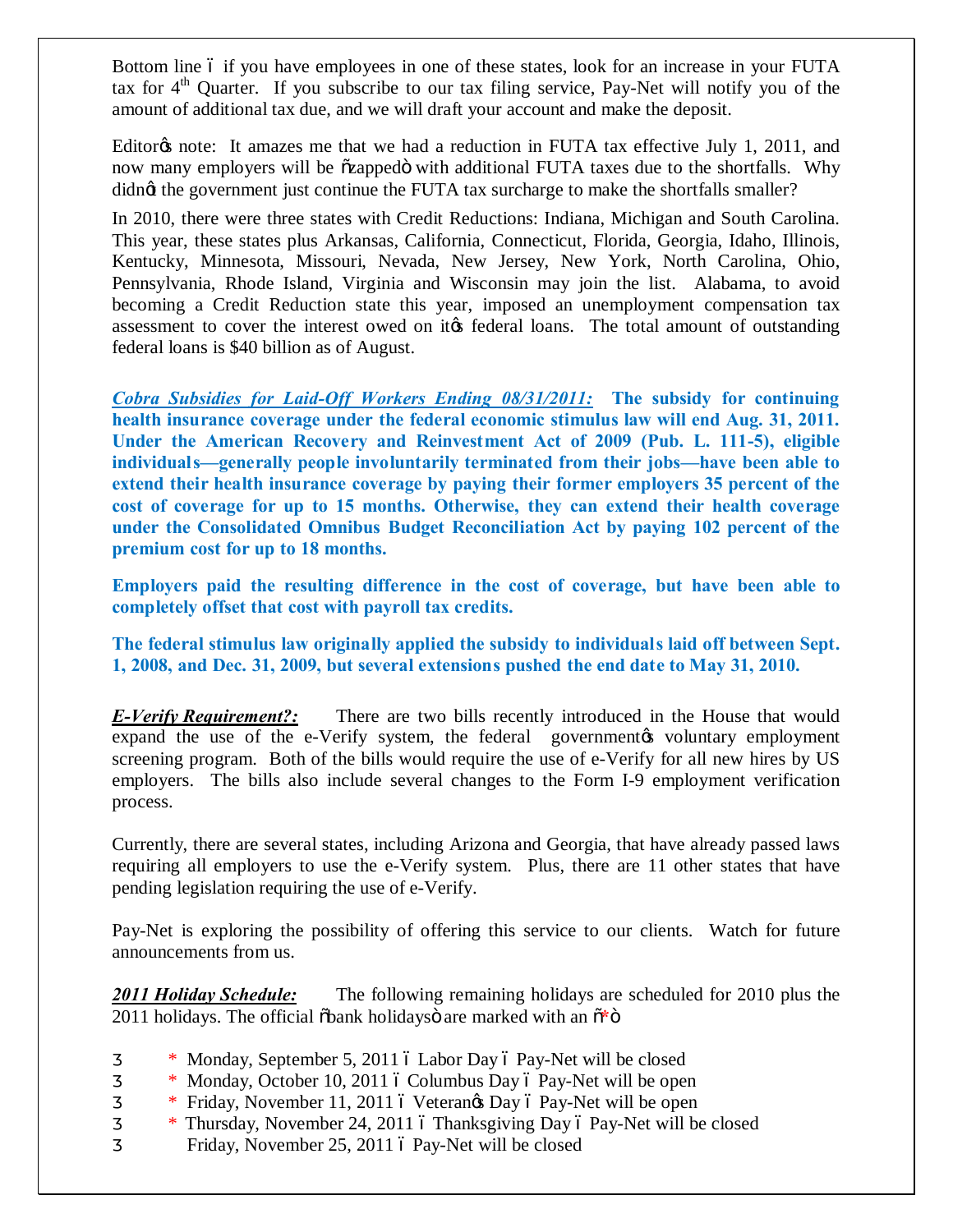Bottom line – if you have employees in one of these states, look for an increase in your FUTA tax for 4th Quarter. If you subscribe to our tax filing service, Pay-Net will notify you of the amount of additional tax due, and we will draft your account and make the deposit.

Editor's note: It amazes me that we had a reduction in FUTA tax effective July 1, 2011, and now many employers will be "zapped" with additional FUTA taxes due to the shortfalls. Why didn't the government just continue the FUTA tax surcharge to make the shortfalls smaller?

In 2010, there were three states with Credit Reductions: Indiana, Michigan and South Carolina. This year, these states plus Arkansas, California, Connecticut, Florida, Georgia, Idaho, Illinois, Kentucky, Minnesota, Missouri, Nevada, New Jersey, New York, North Carolina, Ohio, Pennsylvania, Rhode Island, Virginia and Wisconsin may join the list. Alabama, to avoid becoming a Credit Reduction state this year, imposed an unemployment compensation tax assessment to cover the interest owed on it's federal loans. The total amount of outstanding federal loans is $40 billion as of August.

***Cobra Subsidies for Laid-Off Workers Ending 08/31/2011:*** **The subsidy for continuing health insurance coverage under the federal economic stimulus law will end Aug. 31, 2011. Under the American Recovery and Reinvestment Act of 2009 (Pub. L. 111-5), eligible individuals—generally people involuntarily terminated from their jobs—have been able to extend their health insurance coverage by paying their former employers 35 percent of the cost of coverage for up to 15 months. Otherwise, they can extend their health coverage under the Consolidated Omnibus Budget Reconciliation Act by paying 102 percent of the premium cost for up to 18 months.**

**Employers paid the resulting difference in the cost of coverage, but have been able to completely offset that cost with payroll tax credits.**

**The federal stimulus law originally applied the subsidy to individuals laid off between Sept. 1, 2008, and Dec. 31, 2009, but several extensions pushed the end date to May 31, 2010.**

***E-Verify Requirement?:*** There are two bills recently introduced in the House that would expand the use of the e-Verify system, the federal government's voluntary employment screening program. Both of the bills would require the use of e-Verify for all new hires by US employers. The bills also include several changes to the Form I-9 employment verification process.

Currently, there are several states, including Arizona and Georgia, that have already passed laws requiring all employers to use the e-Verify system. Plus, there are 11 other states that have pending legislation requiring the use of e-Verify.

Pay-Net is exploring the possibility of offering this service to our clients. Watch for future announcements from us.

***2011 Holiday Schedule:*** The following remaining holidays are scheduled for 2010 plus the 2011 holidays. The official "bank holidays" are marked with an "*"

- \* Monday, September 5, 2011 – Labor Day – Pay-Net will be closed
- \* Monday, October 10, 2011 – Columbus Day – Pay-Net will be open
- \* Friday, November 11, 2011 – Veteran's Day – Pay-Net will be open
- \* Thursday, November 24, 2011 – Thanksgiving Day – Pay-Net will be closed
- Friday, November 25, 2011 – Pay-Net will be closed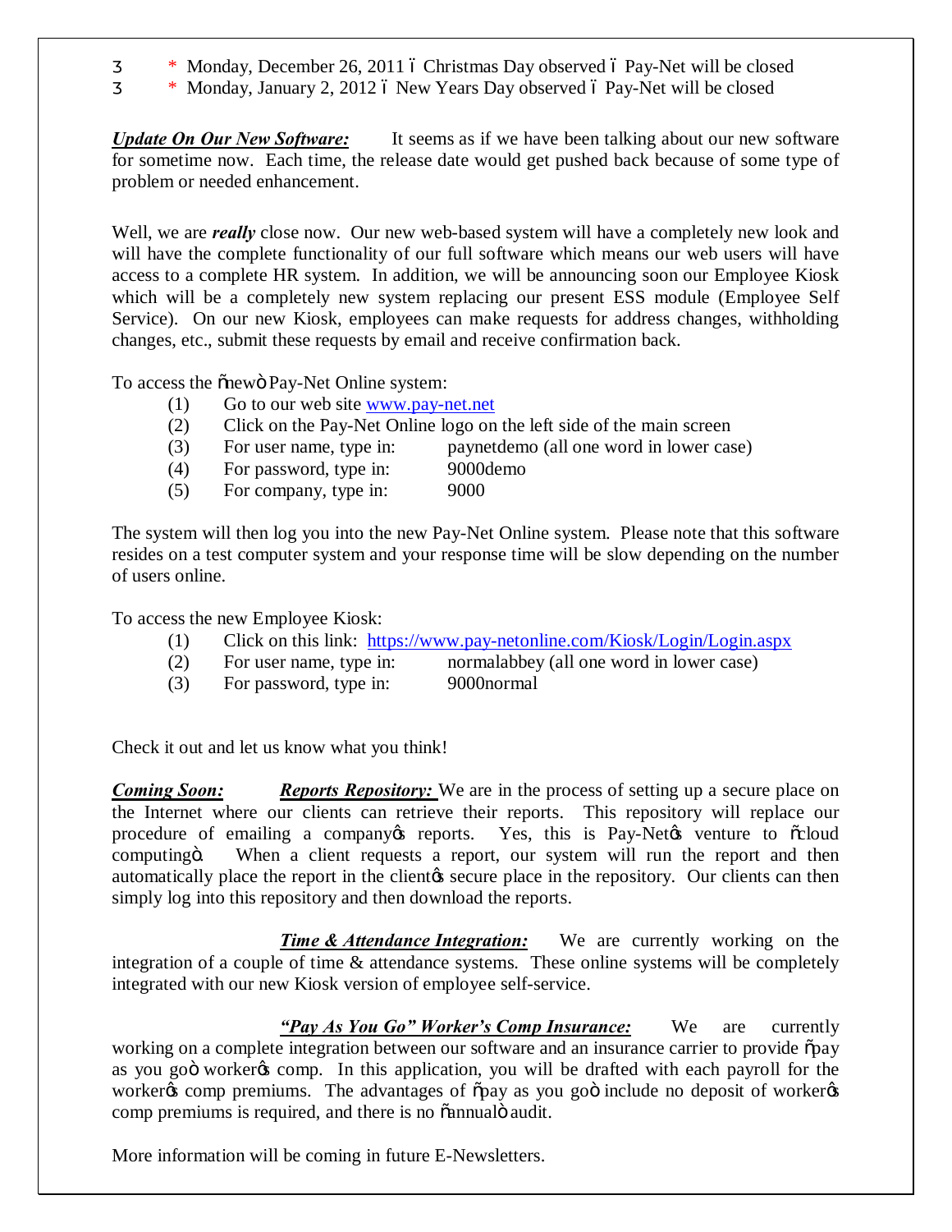- \* Monday, December 26, 2011 – Christmas Day observed – Pay-Net will be closed
- \* Monday, January 2, 2012 – New Years Day observed – Pay-Net will be closed

***Update On Our New Software:*** It seems as if we have been talking about our new software for sometime now. Each time, the release date would get pushed back because of some type of problem or needed enhancement.

Well, we are ***really*** close now. Our new web-based system will have a completely new look and will have the complete functionality of our full software which means our web users will have access to a complete HR system. In addition, we will be announcing soon our Employee Kiosk which will be a completely new system replacing our present ESS module (Employee Self Service). On our new Kiosk, employees can make requests for address changes, withholding changes, etc., submit these requests by email and receive confirmation back.

To access the "new" Pay-Net Online system:

(1) Go to our web site www.pay-net.net
(2) Click on the Pay-Net Online logo on the left side of the main screen
(3) For user name, type in: paynetdemo (all one word in lower case)
(4) For password, type in: 9000demo
(5) For company, type in: 9000

The system will then log you into the new Pay-Net Online system. Please note that this software resides on a test computer system and your response time will be slow depending on the number of users online.

To access the new Employee Kiosk:

(1) Click on this link: https://www.pay-netonline.com/Kiosk/Login/Login.aspx
(2) For user name, type in: normalabbey (all one word in lower case)
(3) For password, type in: 9000normal

Check it out and let us know what you think!

***Coming Soon:*** ***Reports Repository:*** We are in the process of setting up a secure place on the Internet where our clients can retrieve their reports. This repository will replace our procedure of emailing a company's reports. Yes, this is Pay-Net's venture to "cloud computing". When a client requests a report, our system will run the report and then automatically place the report in the client's secure place in the repository. Our clients can then simply log into this repository and then download the reports.

***Time & Attendance Integration:*** We are currently working on the integration of a couple of time & attendance systems. These online systems will be completely integrated with our new Kiosk version of employee self-service.

***"Pay As You Go" Worker's Comp Insurance:*** We are currently working on a complete integration between our software and an insurance carrier to provide "pay as you go" worker's comp. In this application, you will be drafted with each payroll for the worker's comp premiums. The advantages of "pay as you go" include no deposit of worker's comp premiums is required, and there is no "annual" audit.

More information will be coming in future E-Newsletters.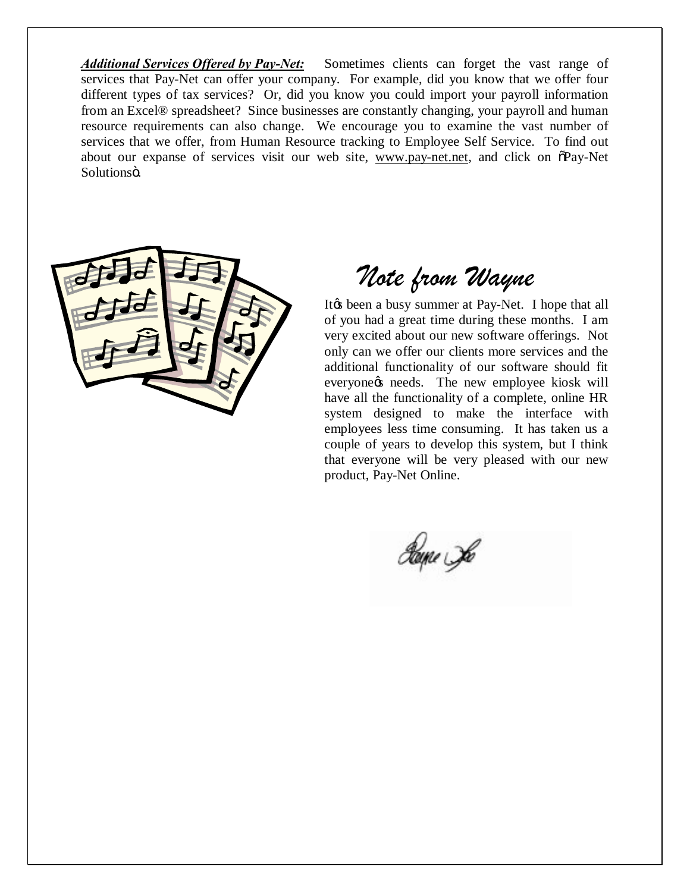***Additional Services Offered by Pay-Net:*** Sometimes clients can forget the vast range of services that Pay-Net can offer your company. For example, did you know that we offer four different types of tax services? Or, did you know you could import your payroll information from an Excel® spreadsheet? Since businesses are constantly changing, your payroll and human resource requirements can also change. We encourage you to examine the vast number of services that we offer, from Human Resource tracking to Employee Self Service. To find out about our expanse of services visit our web site, www.pay-net.net, and click on "Pay-Net Solutions".

## *Note from Wayne*

It's been a busy summer at Pay-Net. I hope that all of you had a great time during these months. I am very excited about our new software offerings. Not only can we offer our clients more services and the additional functionality of our software should fit everyone's needs. The new employee kiosk will have all the functionality of a complete, online HR system designed to make the interface with employees less time consuming. It has taken us a couple of years to develop this system, but I think that everyone will be very pleased with our new product, Pay-Net Online.